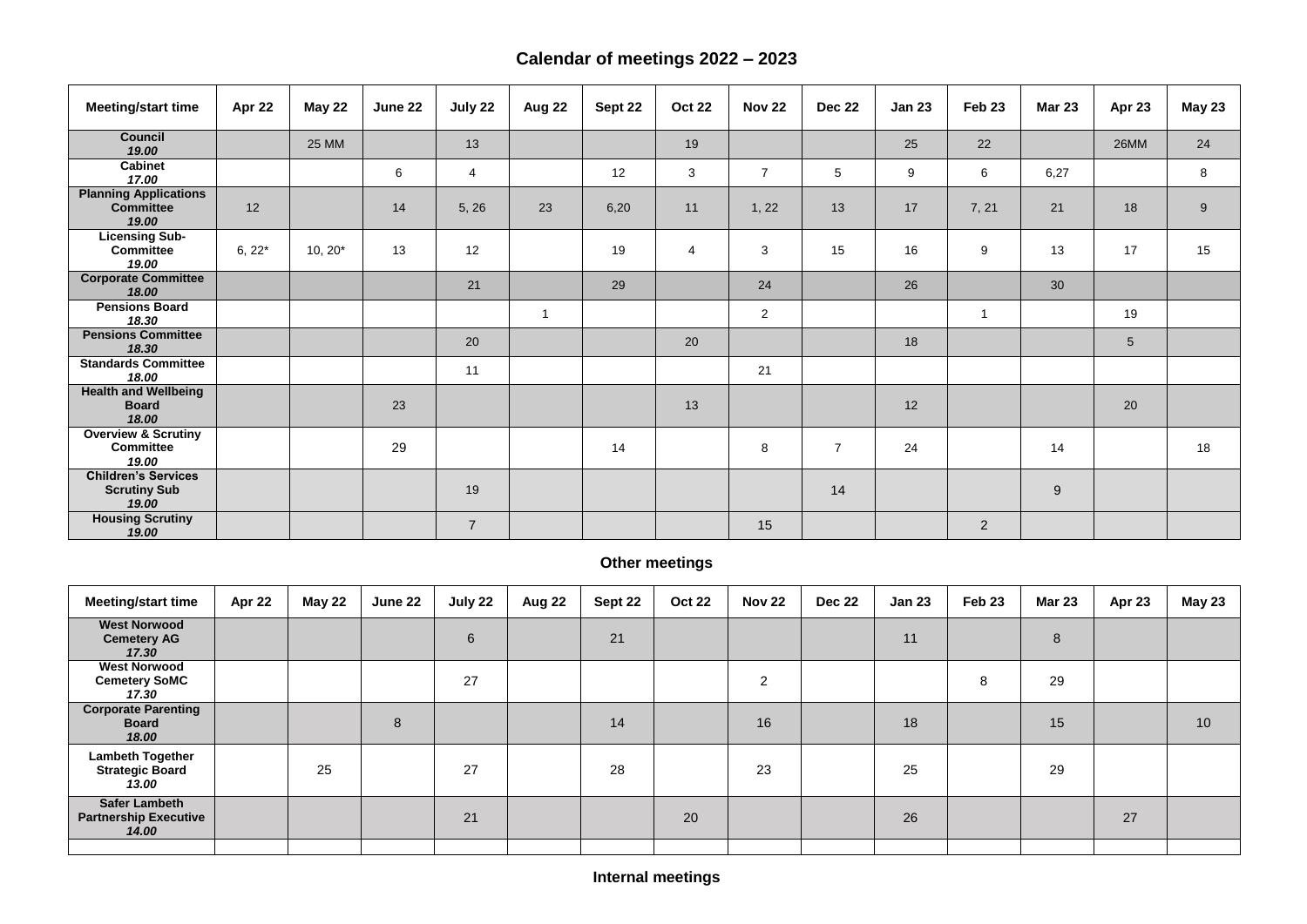## Calendar of meetings 2022 – 2023

| Meeting/start time | Apr 22 | May 22 | June 22 | July 22 | Aug 22 | Sept 22 | Oct 22 | Nov 22 | Dec 22 | Jan 23 | Feb 23 | Mar 23 | Apr 23 | May 23 |
|---|---|---|---|---|---|---|---|---|---|---|---|---|---|---|
| **Council** *19.00* | | 25 MM | | 13 | | | 19 | | | 25 | 22 | | 26MM | 24 |
| **Cabinet** *17.00* | | | 6 | 4 | | 12 | 3 | 7 | 5 | 9 | 6 | 6,27 | | 8 |
| **Planning Applications Committee** *19.00* | 12 | | 14 | 5, 26 | 23 | 6,20 | 11 | 1, 22 | 13 | 17 | 7, 21 | 21 | 18 | 9 |
| **Licensing Sub-Committee** *19.00* | 6, 22* | 10, 20* | 13 | 12 | | 19 | 4 | 3 | 15 | 16 | 9 | 13 | 17 | 15 |
| **Corporate Committee** *18.00* | | | | 21 | | 29 | | 24 | | 26 | | 30 | | |
| **Pensions Board** *18.30* | | | | | 1 | | | 2 | | | 1 | | 19 | |
| **Pensions Committee** *18.30* | | | | 20 | | | 20 | | | 18 | | | 5 | |
| **Standards Committee** *18.00* | | | | 11 | | | | 21 | | | | | | |
| **Health and Wellbeing Board** *18.00* | | | 23 | | | | 13 | | | 12 | | | 20 | |
| **Overview & Scrutiny Committee** *19.00* | | | 29 | | | 14 | | 8 | 7 | 24 | | 14 | | 18 |
| **Children's Services Scrutiny Sub** *19.00* | | | | 19 | | | | | 14 | | | 9 | | |
| **Housing Scrutiny** *19.00* | | | | 7 | | | | 15 | | | 2 | | | |

### Other meetings

| Meeting/start time | Apr 22 | May 22 | June 22 | July 22 | Aug 22 | Sept 22 | Oct 22 | Nov 22 | Dec 22 | Jan 23 | Feb 23 | Mar 23 | Apr 23 | May 23 |
|---|---|---|---|---|---|---|---|---|---|---|---|---|---|---|
| **West Norwood Cemetery AG** *17.30* | | | | 6 | | 21 | | | | 11 | | 8 | | |
| **West Norwood Cemetery SoMC** *17.30* | | | | 27 | | | | 2 | | | 8 | 29 | | |
| **Corporate Parenting Board** *18.00* | | | 8 | | | 14 | | 16 | | 18 | | 15 | | 10 |
| **Lambeth Together Strategic Board** *13.00* | | 25 | | 27 | | 28 | | 23 | | 25 | | 29 | | |
| **Safer Lambeth Partnership Executive** *14.00* | | | | 21 | | | 20 | | | 26 | | | 27 | |
| | | | | | | | | | | | | | | |

### Internal meetings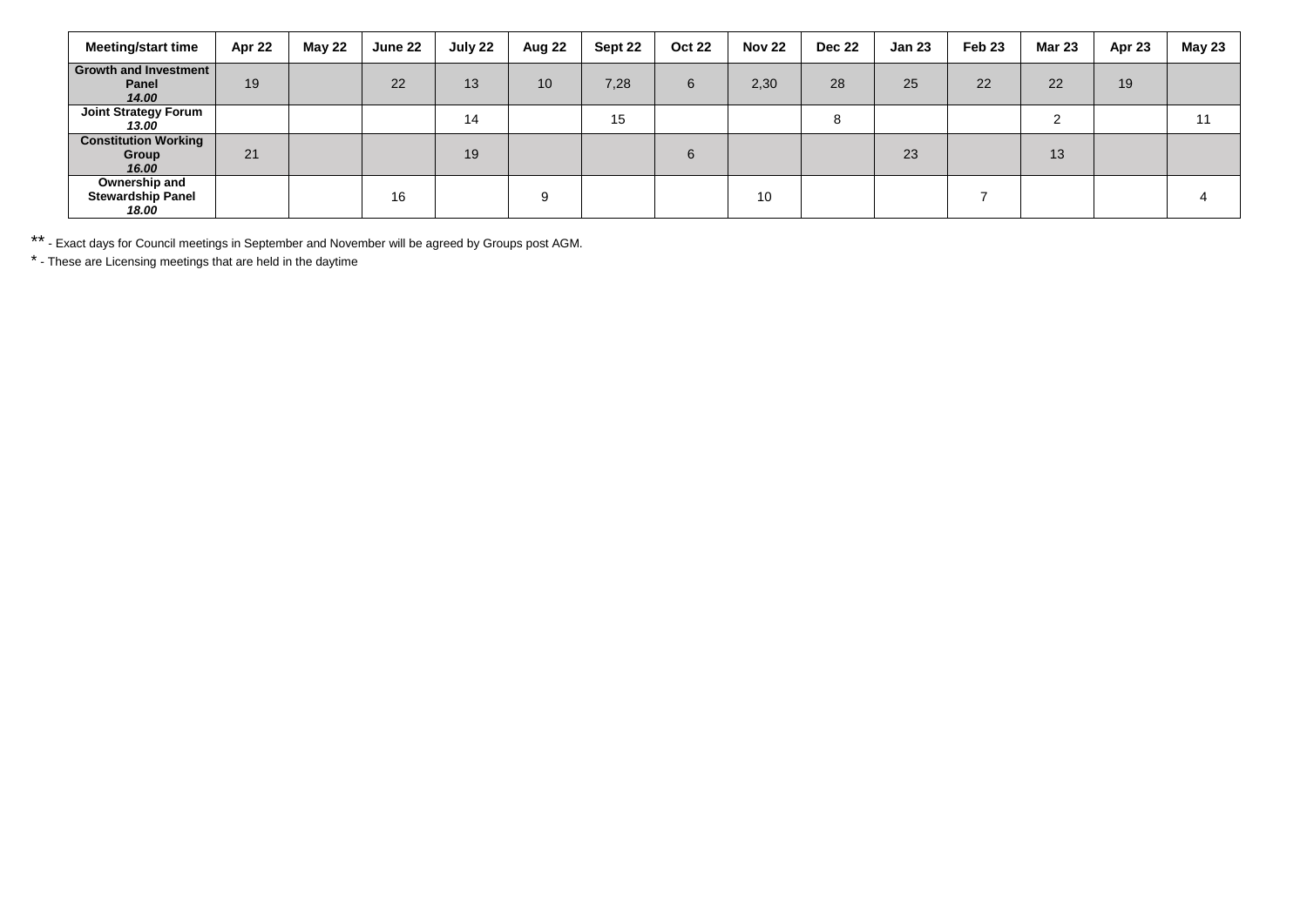| Meeting/start time | Apr 22 | May 22 | June 22 | July 22 | Aug 22 | Sept 22 | Oct 22 | Nov 22 | Dec 22 | Jan 23 | Feb 23 | Mar 23 | Apr 23 | May 23 |
|---|---|---|---|---|---|---|---|---|---|---|---|---|---|---|
| **Growth and Investment Panel** ***14.00*** | 19 | | 22 | 13 | 10 | 7,28 | 6 | 2,30 | 28 | 25 | 22 | 22 | 19 | |
| **Joint Strategy Forum** ***13.00*** | | | | 14 | | 15 | | | 8 | | | 2 | | 11 |
| **Constitution Working Group** ***16.00*** | 21 | | | 19 | | | 6 | | | 23 | | 13 | | |
| **Ownership and Stewardship Panel** ***18.00*** | | | 16 | | 9 | | | 10 | | | 7 | | | 4 |

** - Exact days for Council meetings in September and November will be agreed by Groups post AGM.

* - These are Licensing meetings that are held in the daytime